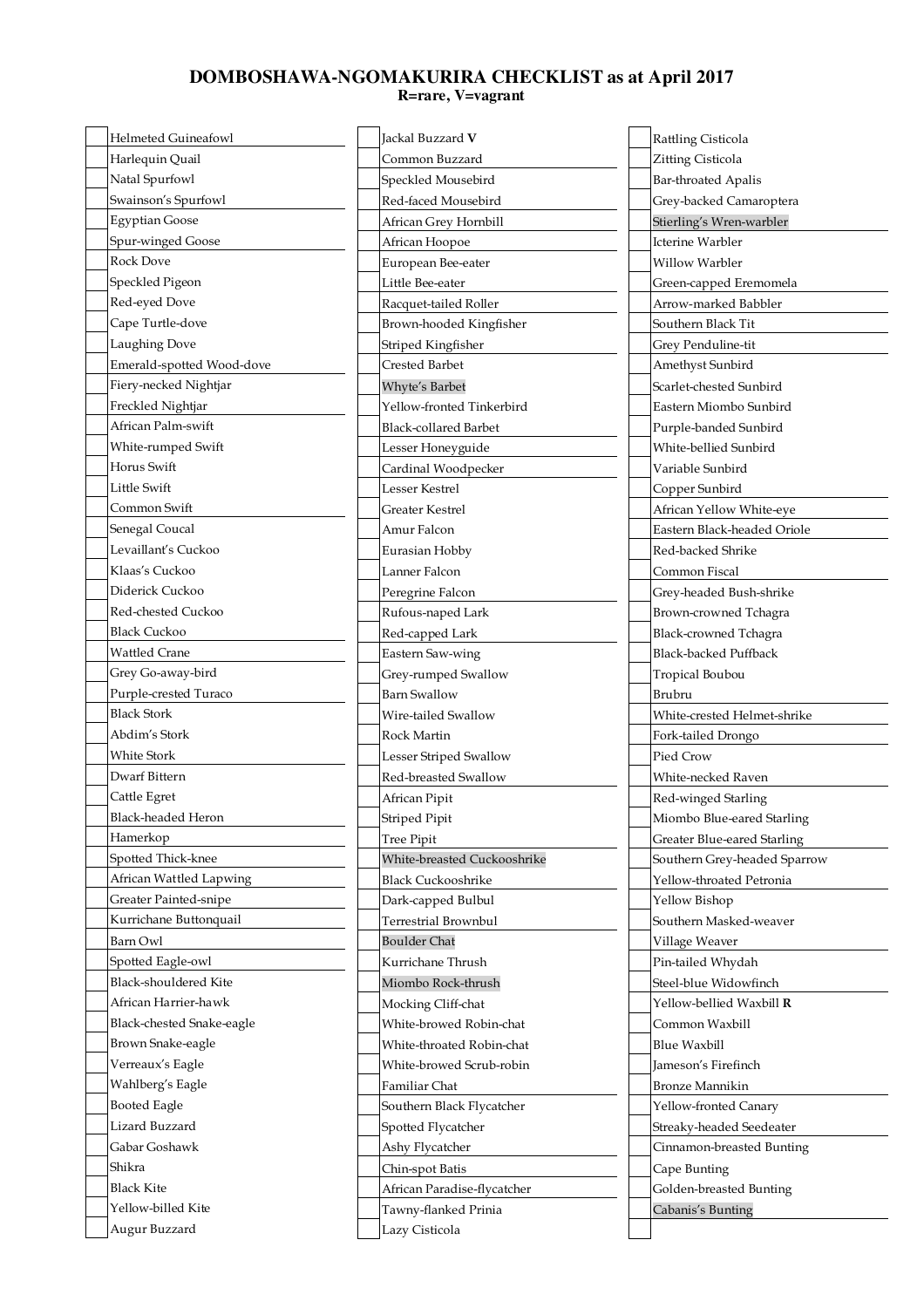# DOMBOSHAWA-NGOMAKURIRA CHECKLIST as at April 2017

**R=rare, V=vagrant**

- [ ] Helmeted Guineafowl
- [ ] Harlequin Quail
- [ ] Natal Spurfowl
- [ ] Swainson's Spurfowl
- [ ] Egyptian Goose
- [ ] Spur-winged Goose
- [ ] Rock Dove
- [ ] Speckled Pigeon
- [ ] Red-eyed Dove
- [ ] Cape Turtle-dove
- [ ] Laughing Dove
- [ ] Emerald-spotted Wood-dove
- [ ] Fiery-necked Nightjar
- [ ] Freckled Nightjar
- [ ] African Palm-swift
- [ ] White-rumped Swift
- [ ] Horus Swift
- [ ] Little Swift
- [ ] Common Swift
- [ ] Senegal Coucal
- [ ] Levaillant's Cuckoo
- [ ] Klaas's Cuckoo
- [ ] Diderick Cuckoo
- [ ] Red-chested Cuckoo
- [ ] Black Cuckoo
- [ ] Wattled Crane
- [ ] Grey Go-away-bird
- [ ] Purple-crested Turaco
- [ ] Black Stork
- [ ] Abdim's Stork
- [ ] White Stork
- [ ] Dwarf Bittern
- [ ] Cattle Egret
- [ ] Black-headed Heron
- [ ] Hamerkop
- [ ] Spotted Thick-knee
- [ ] African Wattled Lapwing
- [ ] Greater Painted-snipe
- [ ] Kurrichane Buttonquail
- [ ] Barn Owl
- [ ] Spotted Eagle-owl
- [ ] Black-shouldered Kite
- [ ] African Harrier-hawk
- [ ] Black-chested Snake-eagle
- [ ] Brown Snake-eagle
- [ ] Verreaux's Eagle
- [ ] Wahlberg's Eagle
- [ ] Booted Eagle
- [ ] Lizard Buzzard
- [ ] Gabar Goshawk
- [ ] Shikra
- [ ] Black Kite
- [ ] Yellow-billed Kite
- [ ] Augur Buzzard
- [ ] Jackal Buzzard **V**
- [ ] Common Buzzard
- [ ] Speckled Mousebird
- [ ] Red-faced Mousebird
- [ ] African Grey Hornbill
- [ ] African Hoopoe
- [ ] European Bee-eater
- [ ] Little Bee-eater
- [ ] Racquet-tailed Roller
- [ ] Brown-hooded Kingfisher
- [ ] Striped Kingfisher
- [ ] Crested Barbet
- [ ] Whyte's Barbet
- [ ] Yellow-fronted Tinkerbird
- [ ] Black-collared Barbet
- [ ] Lesser Honeyguide
- [ ] Cardinal Woodpecker
- [ ] Lesser Kestrel
- [ ] Greater Kestrel
- [ ] Amur Falcon
- [ ] Eurasian Hobby
- [ ] Lanner Falcon
- [ ] Peregrine Falcon
- [ ] Rufous-naped Lark
- [ ] Red-capped Lark
- [ ] Eastern Saw-wing
- [ ] Grey-rumped Swallow
- [ ] Barn Swallow
- [ ] Wire-tailed Swallow
- [ ] Rock Martin
- [ ] Lesser Striped Swallow
- [ ] Red-breasted Swallow
- [ ] African Pipit
- [ ] Striped Pipit
- [ ] Tree Pipit
- [ ] White-breasted Cuckooshrike
- [ ] Black Cuckooshrike
- [ ] Dark-capped Bulbul
- [ ] Terrestrial Brownbul
- [ ] Boulder Chat
- [ ] Kurrichane Thrush
- [ ] Miombo Rock-thrush
- [ ] Mocking Cliff-chat
- [ ] White-browed Robin-chat
- [ ] White-throated Robin-chat
- [ ] White-browed Scrub-robin
- [ ] Familiar Chat
- [ ] Southern Black Flycatcher
- [ ] Spotted Flycatcher
- [ ] Ashy Flycatcher
- [ ] Chin-spot Batis
- [ ] African Paradise-flycatcher
- [ ] Tawny-flanked Prinia
- [ ] Lazy Cisticola
- [ ] Rattling Cisticola
- [ ] Zitting Cisticola
- [ ] Bar-throated Apalis
- [ ] Grey-backed Camaroptera
- [ ] Stierling's Wren-warbler
- [ ] Icterine Warbler
- [ ] Willow Warbler
- [ ] Green-capped Eremomela
- [ ] Arrow-marked Babbler
- [ ] Southern Black Tit
- [ ] Grey Penduline-tit
- [ ] Amethyst Sunbird
- [ ] Scarlet-chested Sunbird
- [ ] Eastern Miombo Sunbird
- [ ] Purple-banded Sunbird
- [ ] White-bellied Sunbird
- [ ] Variable Sunbird
- [ ] Copper Sunbird
- [ ] African Yellow White-eye
- [ ] Eastern Black-headed Oriole
- [ ] Red-backed Shrike
- [ ] Common Fiscal
- [ ] Grey-headed Bush-shrike
- [ ] Brown-crowned Tchagra
- [ ] Black-crowned Tchagra
- [ ] Black-backed Puffback
- [ ] Tropical Boubou
- [ ] Brubru
- [ ] White-crested Helmet-shrike
- [ ] Fork-tailed Drongo
- [ ] Pied Crow
- [ ] White-necked Raven
- [ ] Red-winged Starling
- [ ] Miombo Blue-eared Starling
- [ ] Greater Blue-eared Starling
- [ ] Southern Grey-headed Sparrow
- [ ] Yellow-throated Petronia
- [ ] Yellow Bishop
- [ ] Southern Masked-weaver
- [ ] Village Weaver
- [ ] Pin-tailed Whydah
- [ ] Steel-blue Widowfinch
- [ ] Yellow-bellied Waxbill **R**
- [ ] Common Waxbill
- [ ] Blue Waxbill
- [ ] Jameson's Firefinch
- [ ] Bronze Mannikin
- [ ] Yellow-fronted Canary
- [ ] Streaky-headed Seedeater
- [ ] Cinnamon-breasted Bunting
- [ ] Cape Bunting
- [ ] Golden-breasted Bunting
- [ ] Cabanis's Bunting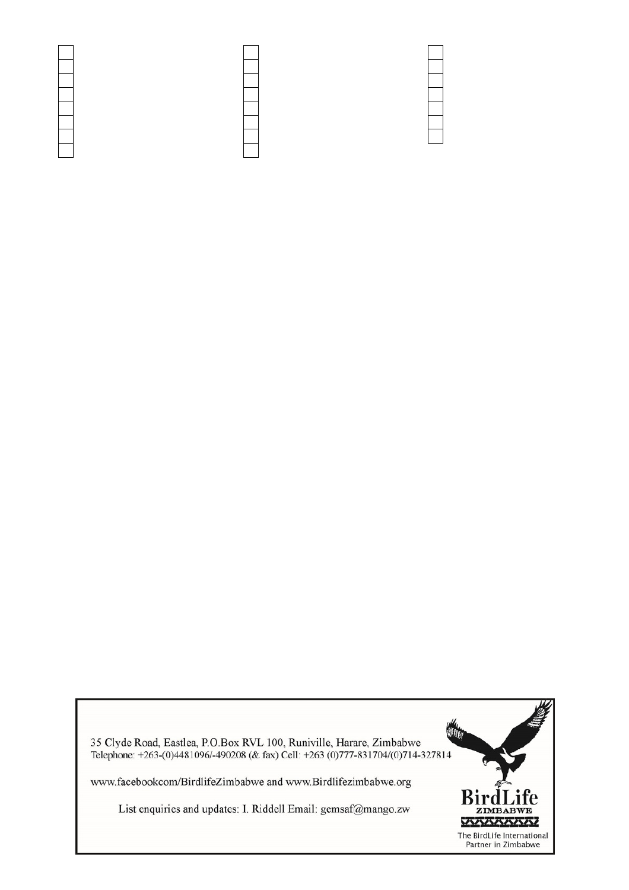35 Clyde Road, Eastlea, P.O.Box RVL 100, Runiville, Harare, Zimbabwe
Telephone: +263-(0)4481096/-490208 (& fax) Cell: +263 (0)777-831704/(0)714-327814

www.facebookcom/BirdlifeZimbabwe and www.Birdlifezimbabwe.org

List enquiries and updates: I. Riddell Email: gemsaf@mango.zw

BirdLife
ZIMBABWE

The BirdLife International Partner in Zimbabwe